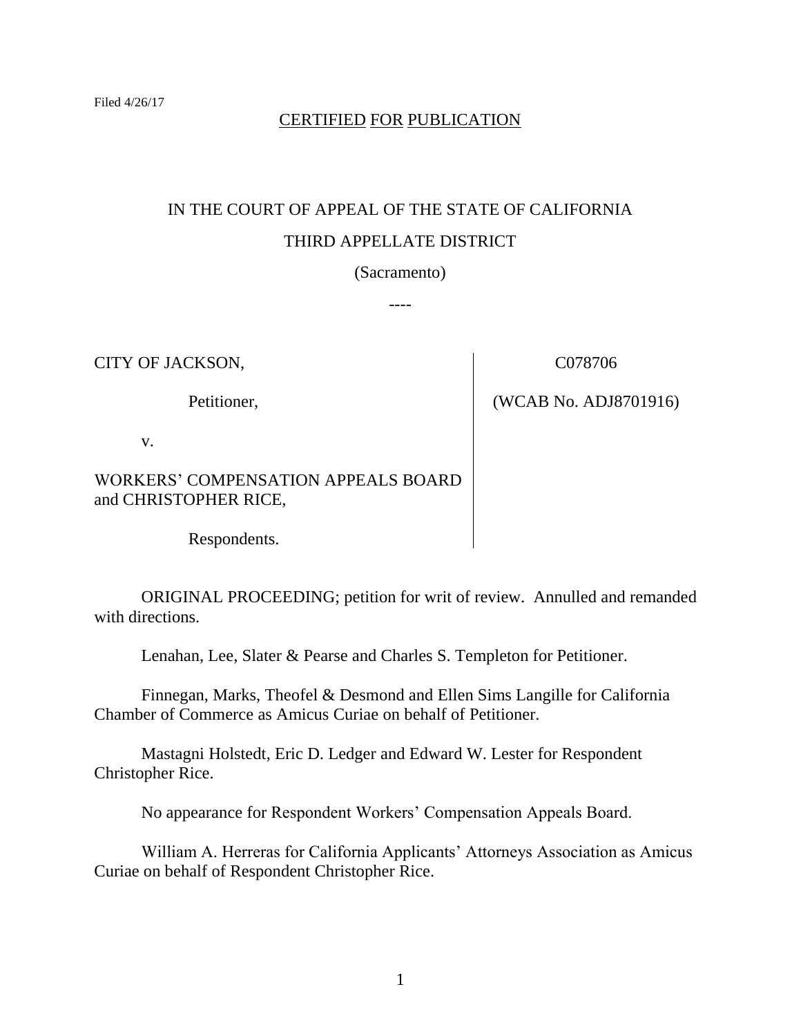Filed 4/26/17

CERTIFIED FOR PUBLICATION

IN THE COURT OF APPEAL OF THE STATE OF CALIFORNIA

THIRD APPELLATE DISTRICT

(Sacramento)

----

| | |
|---|---|
| CITY OF JACKSON,<br><br>Petitioner,<br><br>v.<br><br>WORKERS' COMPENSATION APPEALS BOARD and CHRISTOPHER RICE,<br><br>Respondents. | C078706<br><br>(WCAB No. ADJ8701916) |

ORIGINAL PROCEEDING; petition for writ of review. Annulled and remanded with directions.

Lenahan, Lee, Slater & Pearse and Charles S. Templeton for Petitioner.

Finnegan, Marks, Theofel & Desmond and Ellen Sims Langille for California Chamber of Commerce as Amicus Curiae on behalf of Petitioner.

Mastagni Holstedt, Eric D. Ledger and Edward W. Lester for Respondent Christopher Rice.

No appearance for Respondent Workers' Compensation Appeals Board.

William A. Herreras for California Applicants' Attorneys Association as Amicus Curiae on behalf of Respondent Christopher Rice.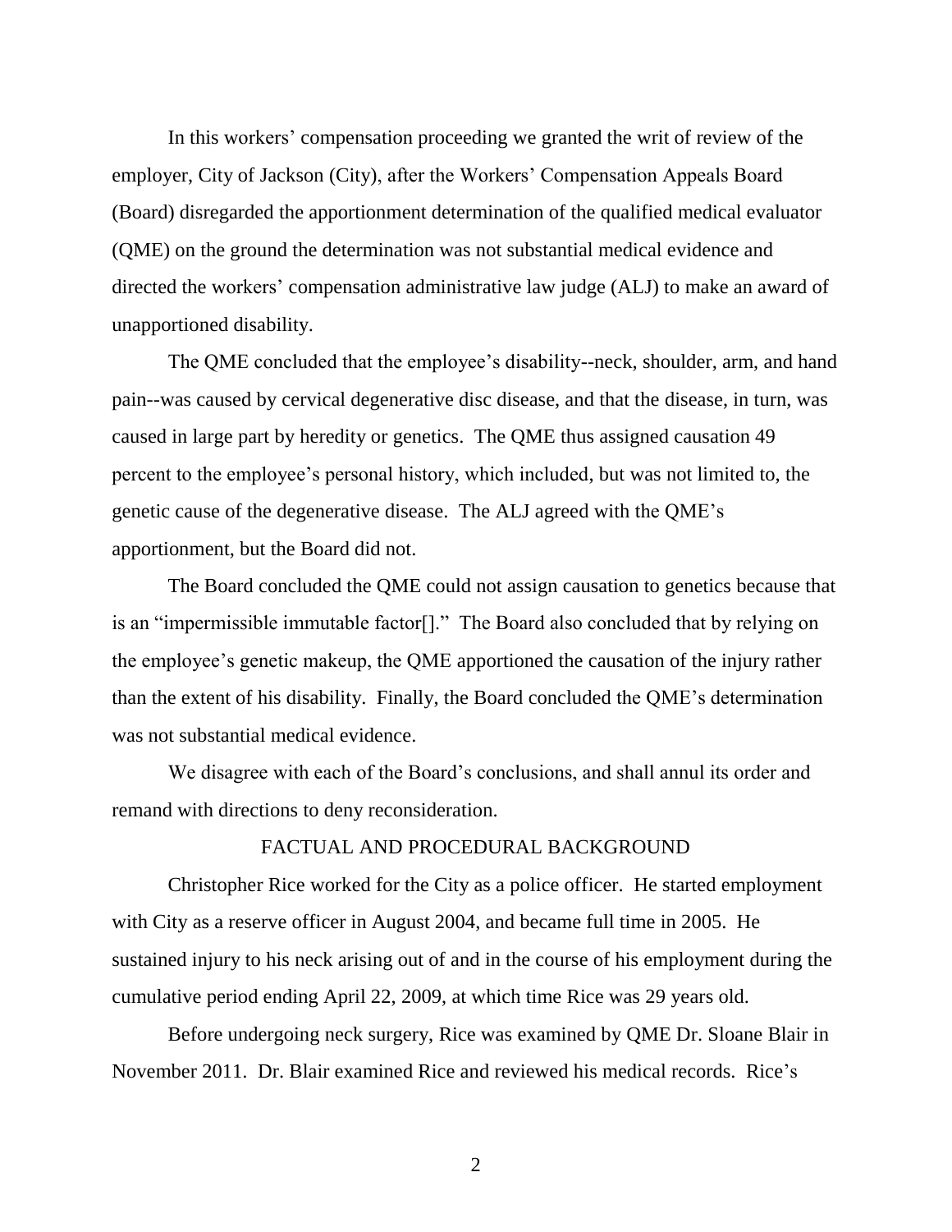In this workers' compensation proceeding we granted the writ of review of the employer, City of Jackson (City), after the Workers' Compensation Appeals Board (Board) disregarded the apportionment determination of the qualified medical evaluator (QME) on the ground the determination was not substantial medical evidence and directed the workers' compensation administrative law judge (ALJ) to make an award of unapportioned disability.

The QME concluded that the employee's disability--neck, shoulder, arm, and hand pain--was caused by cervical degenerative disc disease, and that the disease, in turn, was caused in large part by heredity or genetics. The QME thus assigned causation 49 percent to the employee's personal history, which included, but was not limited to, the genetic cause of the degenerative disease. The ALJ agreed with the QME's apportionment, but the Board did not.

The Board concluded the QME could not assign causation to genetics because that is an "impermissible immutable factor[]." The Board also concluded that by relying on the employee's genetic makeup, the QME apportioned the causation of the injury rather than the extent of his disability. Finally, the Board concluded the QME's determination was not substantial medical evidence.

We disagree with each of the Board's conclusions, and shall annul its order and remand with directions to deny reconsideration.

## FACTUAL AND PROCEDURAL BACKGROUND

Christopher Rice worked for the City as a police officer. He started employment with City as a reserve officer in August 2004, and became full time in 2005. He sustained injury to his neck arising out of and in the course of his employment during the cumulative period ending April 22, 2009, at which time Rice was 29 years old.

Before undergoing neck surgery, Rice was examined by QME Dr. Sloane Blair in November 2011. Dr. Blair examined Rice and reviewed his medical records. Rice's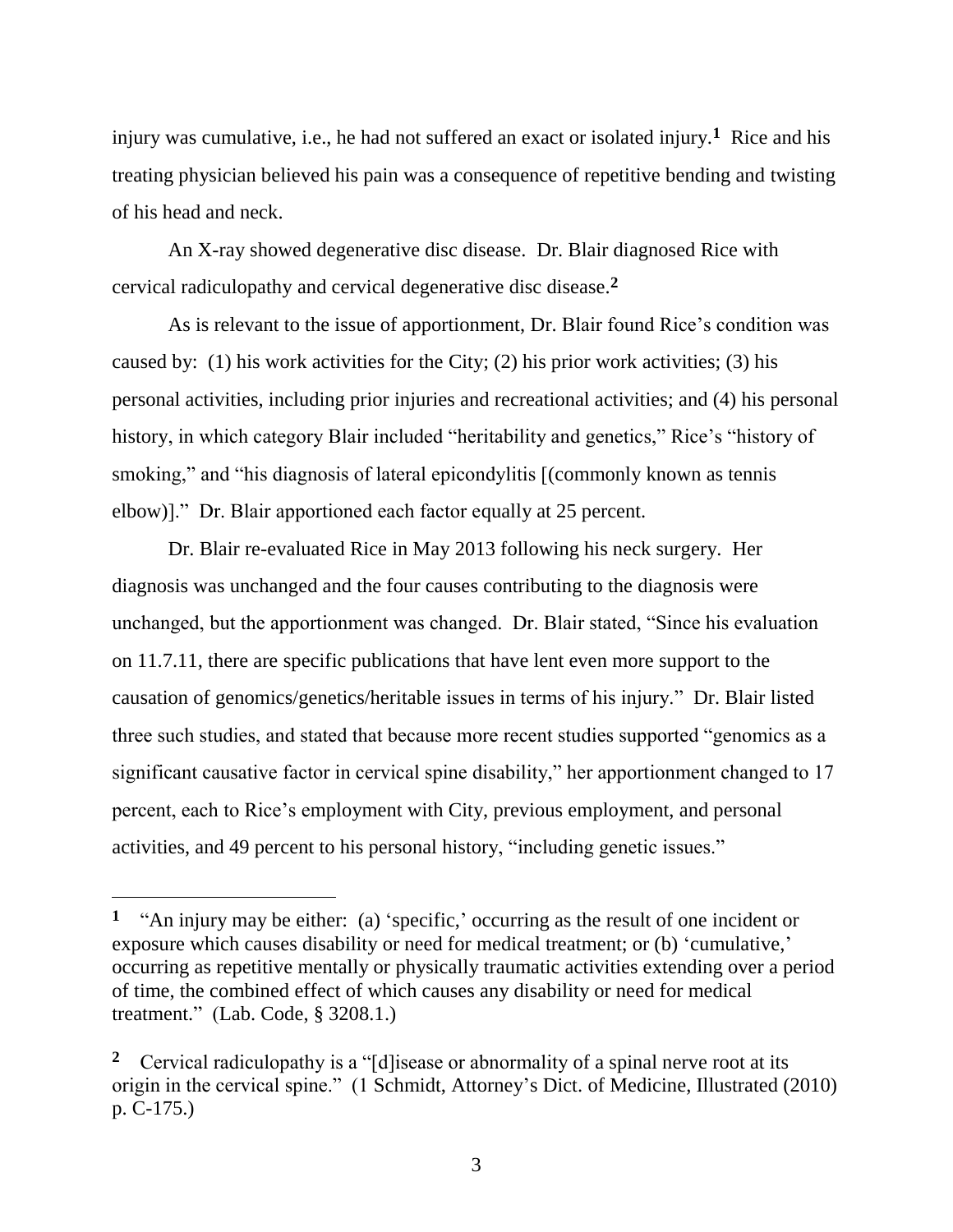injury was cumulative, i.e., he had not suffered an exact or isolated injury.[1] Rice and his treating physician believed his pain was a consequence of repetitive bending and twisting of his head and neck.

An X-ray showed degenerative disc disease. Dr. Blair diagnosed Rice with cervical radiculopathy and cervical degenerative disc disease.[2]

As is relevant to the issue of apportionment, Dr. Blair found Rice's condition was caused by: (1) his work activities for the City; (2) his prior work activities; (3) his personal activities, including prior injuries and recreational activities; and (4) his personal history, in which category Blair included "heritability and genetics," Rice's "history of smoking," and "his diagnosis of lateral epicondylitis [(commonly known as tennis elbow)]." Dr. Blair apportioned each factor equally at 25 percent.

Dr. Blair re-evaluated Rice in May 2013 following his neck surgery. Her diagnosis was unchanged and the four causes contributing to the diagnosis were unchanged, but the apportionment was changed. Dr. Blair stated, "Since his evaluation on 11.7.11, there are specific publications that have lent even more support to the causation of genomics/genetics/heritable issues in terms of his injury." Dr. Blair listed three such studies, and stated that because more recent studies supported "genomics as a significant causative factor in cervical spine disability," her apportionment changed to 17 percent, each to Rice's employment with City, previous employment, and personal activities, and 49 percent to his personal history, "including genetic issues."

---

[1] "An injury may be either: (a) 'specific,' occurring as the result of one incident or exposure which causes disability or need for medical treatment; or (b) 'cumulative,' occurring as repetitive mentally or physically traumatic activities extending over a period of time, the combined effect of which causes any disability or need for medical treatment." (Lab. Code, § 3208.1.)

[2] Cervical radiculopathy is a "[d]isease or abnormality of a spinal nerve root at its origin in the cervical spine." (1 Schmidt, Attorney's Dict. of Medicine, Illustrated (2010) p. C-175.)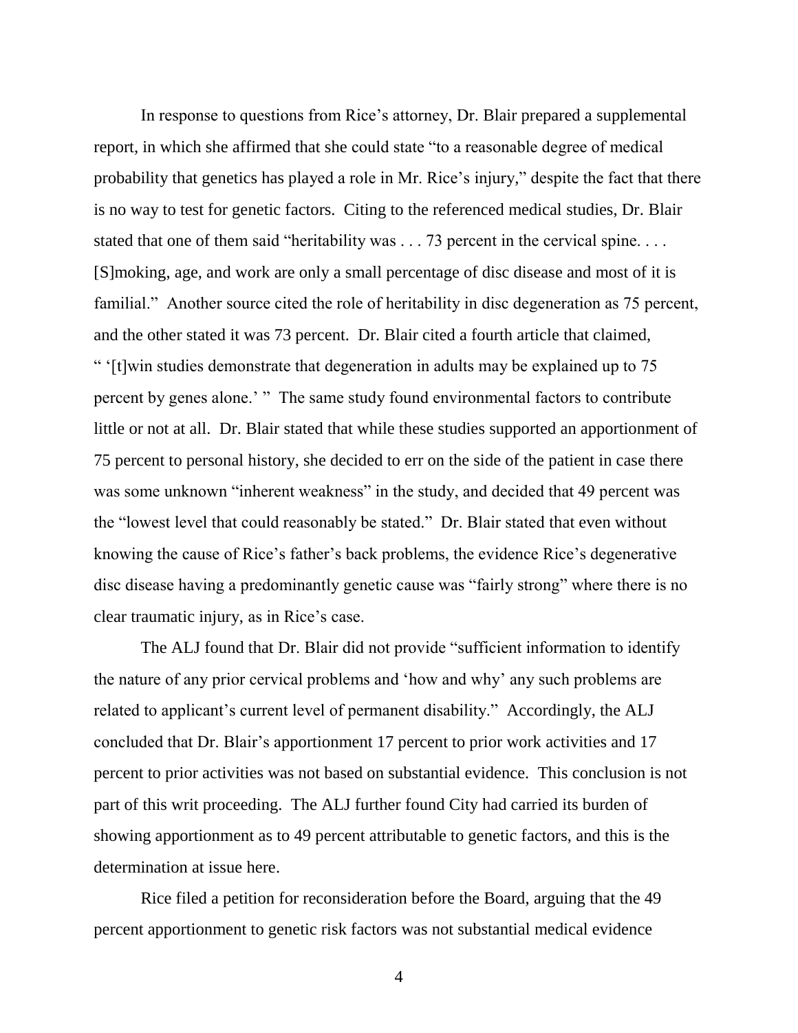In response to questions from Rice's attorney, Dr. Blair prepared a supplemental report, in which she affirmed that she could state "to a reasonable degree of medical probability that genetics has played a role in Mr. Rice's injury," despite the fact that there is no way to test for genetic factors. Citing to the referenced medical studies, Dr. Blair stated that one of them said "heritability was . . . 73 percent in the cervical spine. . . . [S]moking, age, and work are only a small percentage of disc disease and most of it is familial." Another source cited the role of heritability in disc degeneration as 75 percent, and the other stated it was 73 percent. Dr. Blair cited a fourth article that claimed, " '[t]win studies demonstrate that degeneration in adults may be explained up to 75 percent by genes alone.' " The same study found environmental factors to contribute little or not at all. Dr. Blair stated that while these studies supported an apportionment of 75 percent to personal history, she decided to err on the side of the patient in case there was some unknown "inherent weakness" in the study, and decided that 49 percent was the "lowest level that could reasonably be stated." Dr. Blair stated that even without knowing the cause of Rice's father's back problems, the evidence Rice's degenerative disc disease having a predominantly genetic cause was "fairly strong" where there is no clear traumatic injury, as in Rice's case.

The ALJ found that Dr. Blair did not provide "sufficient information to identify the nature of any prior cervical problems and 'how and why' any such problems are related to applicant's current level of permanent disability." Accordingly, the ALJ concluded that Dr. Blair's apportionment 17 percent to prior work activities and 17 percent to prior activities was not based on substantial evidence. This conclusion is not part of this writ proceeding. The ALJ further found City had carried its burden of showing apportionment as to 49 percent attributable to genetic factors, and this is the determination at issue here.

Rice filed a petition for reconsideration before the Board, arguing that the 49 percent apportionment to genetic risk factors was not substantial medical evidence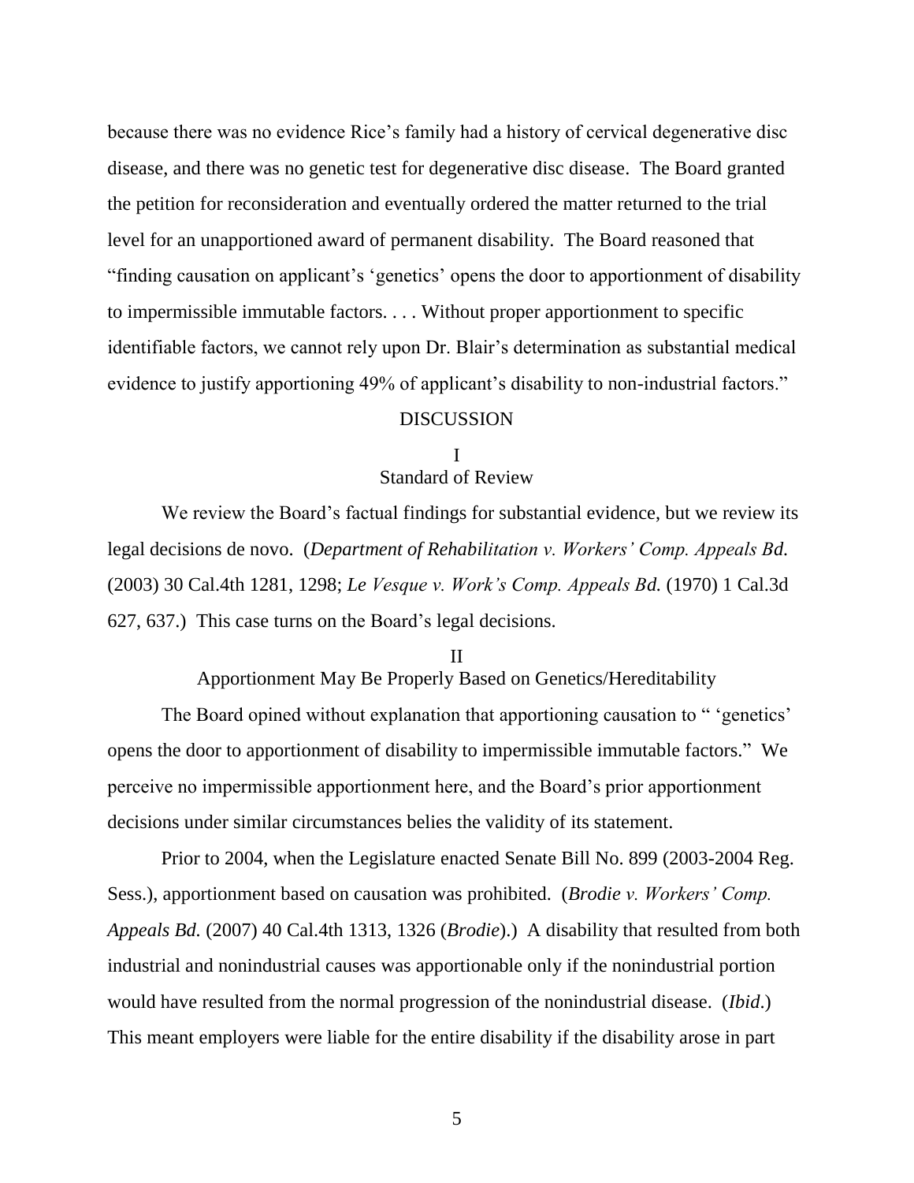because there was no evidence Rice's family had a history of cervical degenerative disc disease, and there was no genetic test for degenerative disc disease. The Board granted the petition for reconsideration and eventually ordered the matter returned to the trial level for an unapportioned award of permanent disability. The Board reasoned that "finding causation on applicant's 'genetics' opens the door to apportionment of disability to impermissible immutable factors. . . . Without proper apportionment to specific identifiable factors, we cannot rely upon Dr. Blair's determination as substantial medical evidence to justify apportioning 49% of applicant's disability to non-industrial factors."

## DISCUSSION

### I
### Standard of Review

We review the Board's factual findings for substantial evidence, but we review its legal decisions de novo. (*Department of Rehabilitation v. Workers' Comp. Appeals Bd.* (2003) 30 Cal.4th 1281, 1298; *Le Vesque v. Work's Comp. Appeals Bd.* (1970) 1 Cal.3d 627, 637.) This case turns on the Board's legal decisions.

### II
### Apportionment May Be Properly Based on Genetics/Hereditability

The Board opined without explanation that apportioning causation to " 'genetics' opens the door to apportionment of disability to impermissible immutable factors." We perceive no impermissible apportionment here, and the Board's prior apportionment decisions under similar circumstances belies the validity of its statement.

Prior to 2004, when the Legislature enacted Senate Bill No. 899 (2003-2004 Reg. Sess.), apportionment based on causation was prohibited. (*Brodie v. Workers' Comp. Appeals Bd.* (2007) 40 Cal.4th 1313, 1326 (*Brodie*).) A disability that resulted from both industrial and nonindustrial causes was apportionable only if the nonindustrial portion would have resulted from the normal progression of the nonindustrial disease. (*Ibid*.) This meant employers were liable for the entire disability if the disability arose in part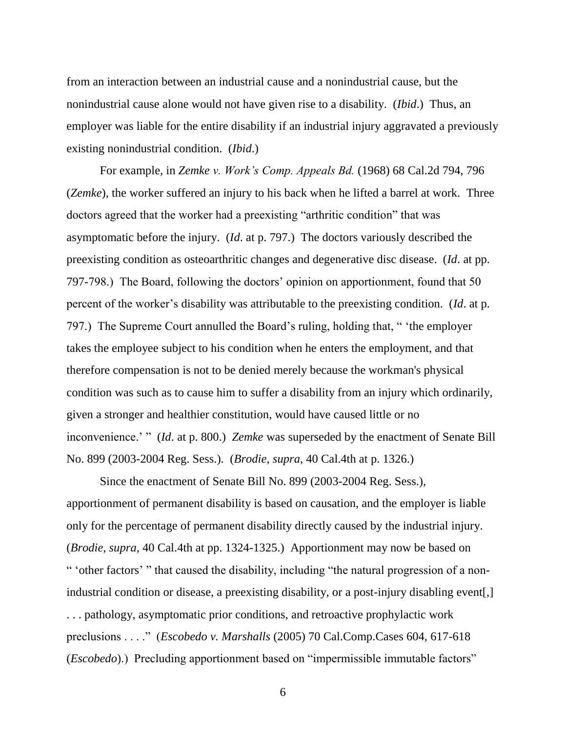from an interaction between an industrial cause and a nonindustrial cause, but the nonindustrial cause alone would not have given rise to a disability. (*Ibid*.) Thus, an employer was liable for the entire disability if an industrial injury aggravated a previously existing nonindustrial condition. (*Ibid*.)

For example, in *Zemke v. Work's Comp. Appeals Bd.* (1968) 68 Cal.2d 794, 796 (*Zemke*), the worker suffered an injury to his back when he lifted a barrel at work. Three doctors agreed that the worker had a preexisting "arthritic condition" that was asymptomatic before the injury. (*Id*. at p. 797.) The doctors variously described the preexisting condition as osteoarthritic changes and degenerative disc disease. (*Id*. at pp. 797-798.) The Board, following the doctors' opinion on apportionment, found that 50 percent of the worker's disability was attributable to the preexisting condition. (*Id*. at p. 797.) The Supreme Court annulled the Board's ruling, holding that, " 'the employer takes the employee subject to his condition when he enters the employment, and that therefore compensation is not to be denied merely because the workman's physical condition was such as to cause him to suffer a disability from an injury which ordinarily, given a stronger and healthier constitution, would have caused little or no inconvenience.' " (*Id*. at p. 800.) *Zemke* was superseded by the enactment of Senate Bill No. 899 (2003-2004 Reg. Sess.). (*Brodie*, *supra*, 40 Cal.4th at p. 1326.)

Since the enactment of Senate Bill No. 899 (2003-2004 Reg. Sess.), apportionment of permanent disability is based on causation, and the employer is liable only for the percentage of permanent disability directly caused by the industrial injury. (*Brodie*, *supra*, 40 Cal.4th at pp. 1324-1325.) Apportionment may now be based on " 'other factors' " that caused the disability, including "the natural progression of a non-industrial condition or disease, a preexisting disability, or a post-injury disabling event[,] . . . pathology, asymptomatic prior conditions, and retroactive prophylactic work preclusions . . . ." (*Escobedo v. Marshalls* (2005) 70 Cal.Comp.Cases 604, 617-618 (*Escobedo*).) Precluding apportionment based on "impermissible immutable factors"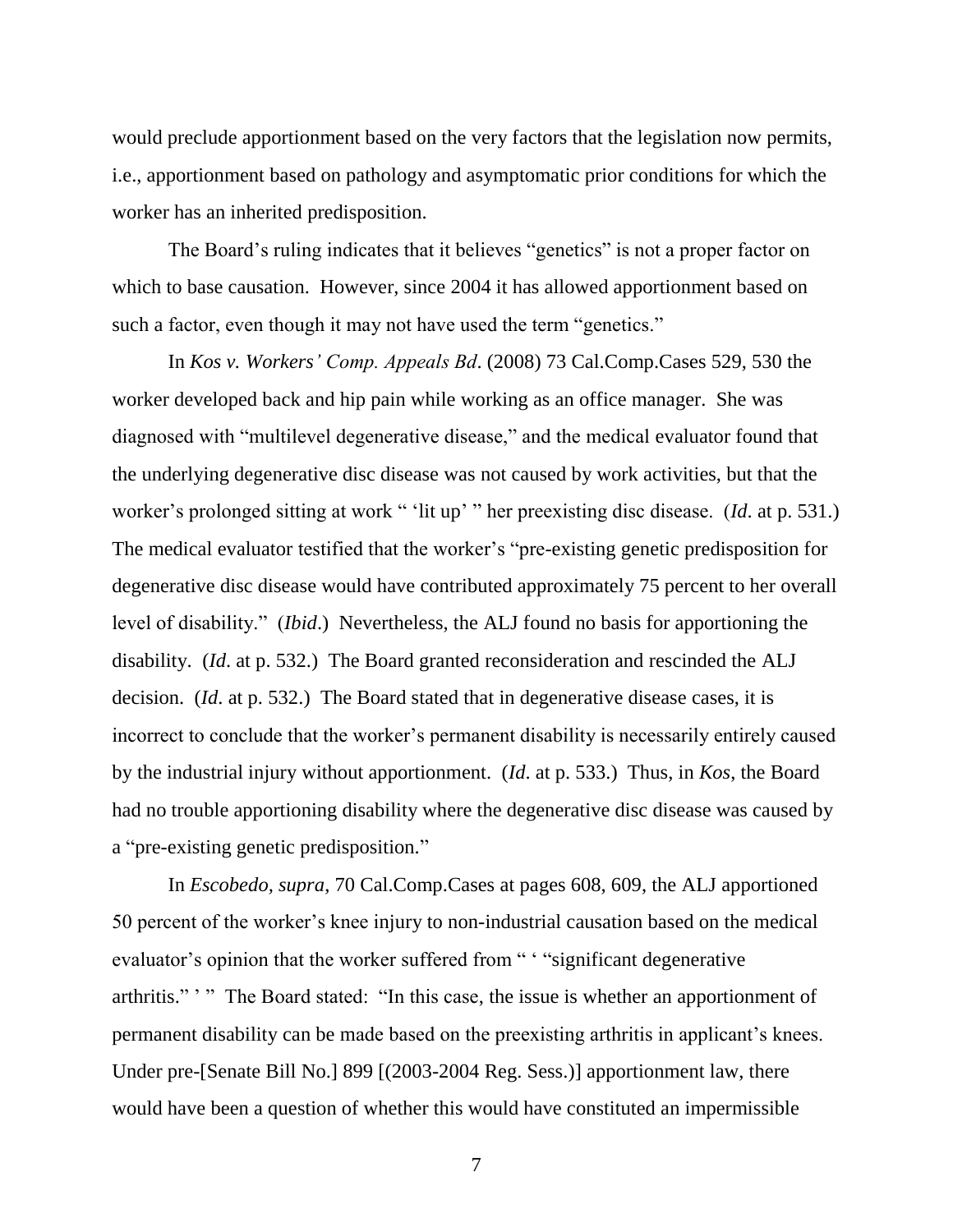would preclude apportionment based on the very factors that the legislation now permits, i.e., apportionment based on pathology and asymptomatic prior conditions for which the worker has an inherited predisposition.

The Board's ruling indicates that it believes "genetics" is not a proper factor on which to base causation. However, since 2004 it has allowed apportionment based on such a factor, even though it may not have used the term "genetics."

In *Kos v. Workers' Comp. Appeals Bd*. (2008) 73 Cal.Comp.Cases 529, 530 the worker developed back and hip pain while working as an office manager. She was diagnosed with "multilevel degenerative disease," and the medical evaluator found that the underlying degenerative disc disease was not caused by work activities, but that the worker's prolonged sitting at work " 'lit up' " her preexisting disc disease. (*Id*. at p. 531.) The medical evaluator testified that the worker's "pre-existing genetic predisposition for degenerative disc disease would have contributed approximately 75 percent to her overall level of disability." (*Ibid*.) Nevertheless, the ALJ found no basis for apportioning the disability. (*Id*. at p. 532.) The Board granted reconsideration and rescinded the ALJ decision. (*Id*. at p. 532.) The Board stated that in degenerative disease cases, it is incorrect to conclude that the worker's permanent disability is necessarily entirely caused by the industrial injury without apportionment. (*Id*. at p. 533.) Thus, in *Kos*, the Board had no trouble apportioning disability where the degenerative disc disease was caused by a "pre-existing genetic predisposition."

In *Escobedo*, *supra*, 70 Cal.Comp.Cases at pages 608, 609, the ALJ apportioned 50 percent of the worker's knee injury to non-industrial causation based on the medical evaluator's opinion that the worker suffered from " ' "significant degenerative arthritis." ' " The Board stated: "In this case, the issue is whether an apportionment of permanent disability can be made based on the preexisting arthritis in applicant's knees. Under pre-[Senate Bill No.] 899 [(2003-2004 Reg. Sess.)] apportionment law, there would have been a question of whether this would have constituted an impermissible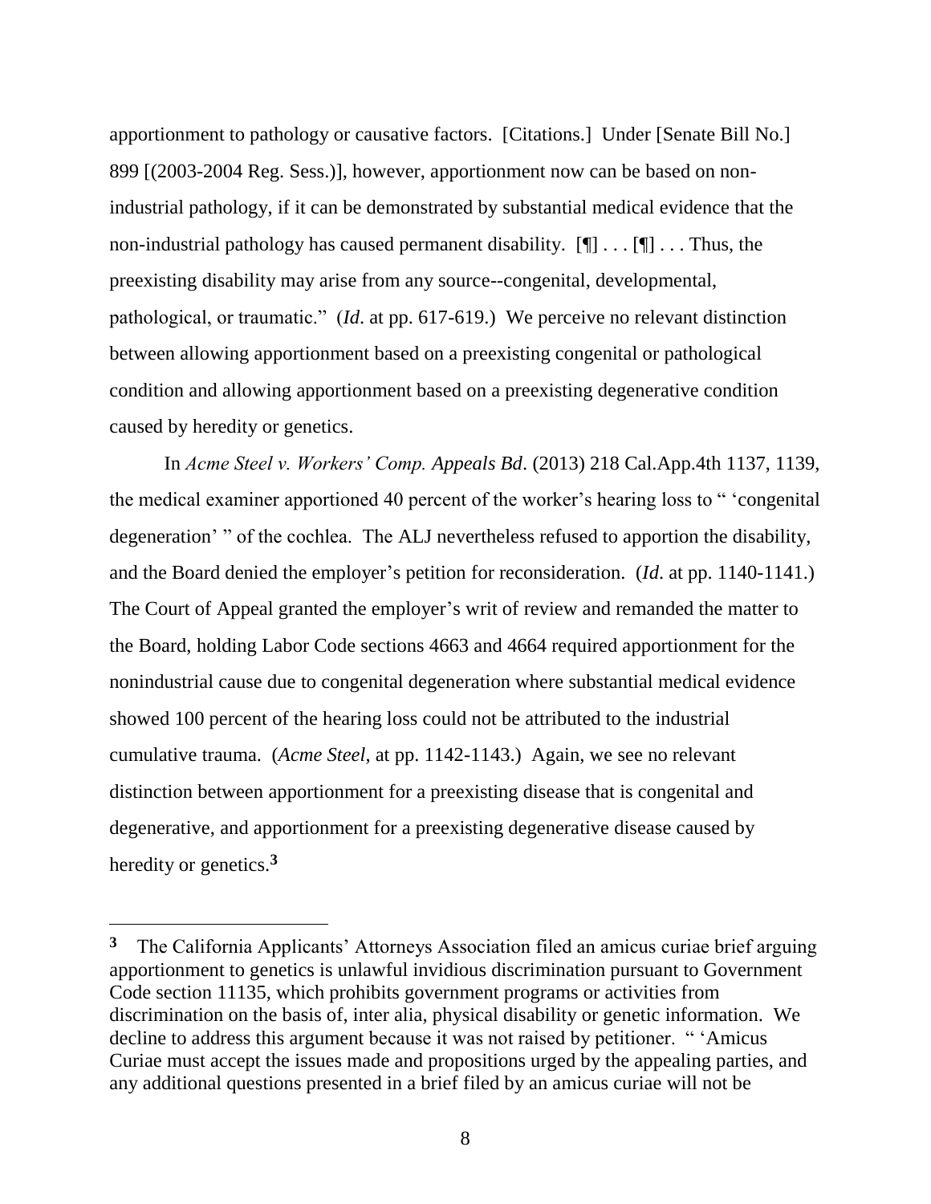apportionment to pathology or causative factors. [Citations.] Under [Senate Bill No.] 899 [(2003-2004 Reg. Sess.)], however, apportionment now can be based on non-industrial pathology, if it can be demonstrated by substantial medical evidence that the non-industrial pathology has caused permanent disability. [¶] . . . [¶] . . . Thus, the preexisting disability may arise from any source--congenital, developmental, pathological, or traumatic." (*Id*. at pp. 617-619.) We perceive no relevant distinction between allowing apportionment based on a preexisting congenital or pathological condition and allowing apportionment based on a preexisting degenerative condition caused by heredity or genetics.

In *Acme Steel v. Workers' Comp. Appeals Bd*. (2013) 218 Cal.App.4th 1137, 1139, the medical examiner apportioned 40 percent of the worker's hearing loss to " 'congenital degeneration' " of the cochlea. The ALJ nevertheless refused to apportion the disability, and the Board denied the employer's petition for reconsideration. (*Id*. at pp. 1140-1141.) The Court of Appeal granted the employer's writ of review and remanded the matter to the Board, holding Labor Code sections 4663 and 4664 required apportionment for the nonindustrial cause due to congenital degeneration where substantial medical evidence showed 100 percent of the hearing loss could not be attributed to the industrial cumulative trauma. (*Acme Steel*, at pp. 1142-1143.) Again, we see no relevant distinction between apportionment for a preexisting disease that is congenital and degenerative, and apportionment for a preexisting degenerative disease caused by heredity or genetics.[3]

---

[3] The California Applicants' Attorneys Association filed an amicus curiae brief arguing apportionment to genetics is unlawful invidious discrimination pursuant to Government Code section 11135, which prohibits government programs or activities from discrimination on the basis of, inter alia, physical disability or genetic information. We decline to address this argument because it was not raised by petitioner. " 'Amicus Curiae must accept the issues made and propositions urged by the appealing parties, and any additional questions presented in a brief filed by an amicus curiae will not be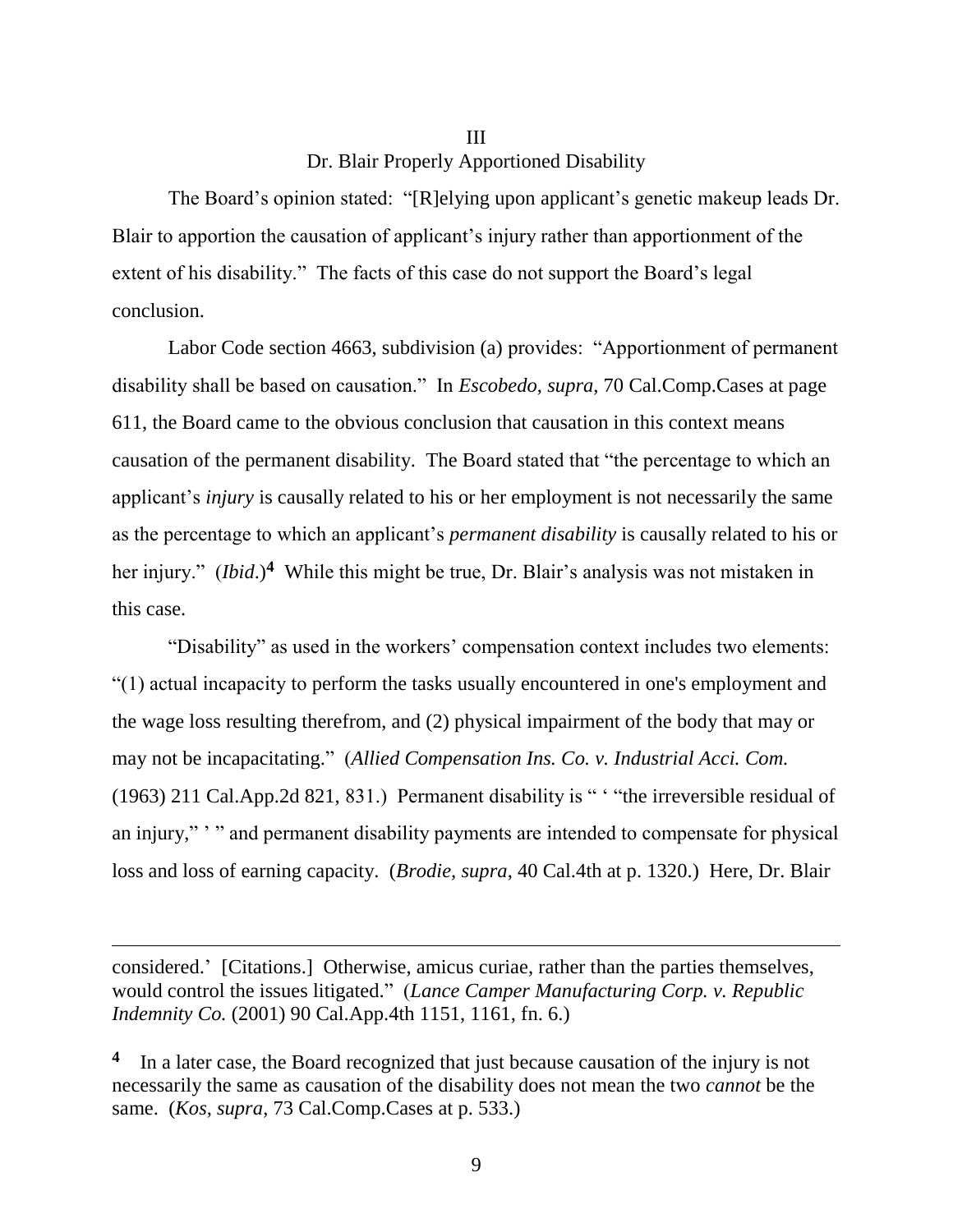## III
## Dr. Blair Properly Apportioned Disability

The Board's opinion stated: "[R]elying upon applicant's genetic makeup leads Dr. Blair to apportion the causation of applicant's injury rather than apportionment of the extent of his disability." The facts of this case do not support the Board's legal conclusion.

Labor Code section 4663, subdivision (a) provides: "Apportionment of permanent disability shall be based on causation." In *Escobedo*, *supra*, 70 Cal.Comp.Cases at page 611, the Board came to the obvious conclusion that causation in this context means causation of the permanent disability. The Board stated that "the percentage to which an applicant's *injury* is causally related to his or her employment is not necessarily the same as the percentage to which an applicant's *permanent disability* is causally related to his or her injury." (*Ibid.*)[4] While this might be true, Dr. Blair's analysis was not mistaken in this case.

"Disability" as used in the workers' compensation context includes two elements: "(1) actual incapacity to perform the tasks usually encountered in one's employment and the wage loss resulting therefrom, and (2) physical impairment of the body that may or may not be incapacitating." (*Allied Compensation Ins. Co. v. Industrial Acci. Com.* (1963) 211 Cal.App.2d 821, 831.) Permanent disability is " ' "the irreversible residual of an injury," ' " and permanent disability payments are intended to compensate for physical loss and loss of earning capacity. (*Brodie*, *supra*, 40 Cal.4th at p. 1320.) Here, Dr. Blair

---

considered.' [Citations.] Otherwise, amicus curiae, rather than the parties themselves, would control the issues litigated." (*Lance Camper Manufacturing Corp. v. Republic Indemnity Co.* (2001) 90 Cal.App.4th 1151, 1161, fn. 6.)

[4] In a later case, the Board recognized that just because causation of the injury is not necessarily the same as causation of the disability does not mean the two *cannot* be the same. (*Kos*, *supra*, 73 Cal.Comp.Cases at p. 533.)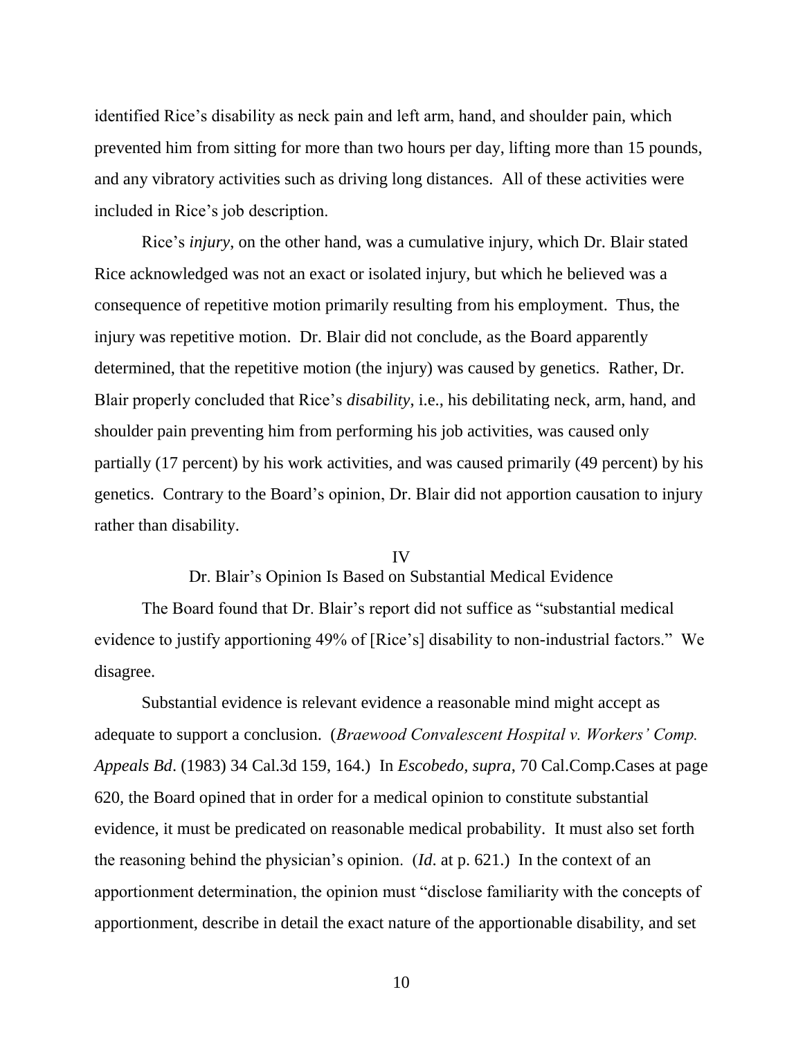identified Rice's disability as neck pain and left arm, hand, and shoulder pain, which prevented him from sitting for more than two hours per day, lifting more than 15 pounds, and any vibratory activities such as driving long distances. All of these activities were included in Rice's job description.

Rice's *injury*, on the other hand, was a cumulative injury, which Dr. Blair stated Rice acknowledged was not an exact or isolated injury, but which he believed was a consequence of repetitive motion primarily resulting from his employment. Thus, the injury was repetitive motion. Dr. Blair did not conclude, as the Board apparently determined, that the repetitive motion (the injury) was caused by genetics. Rather, Dr. Blair properly concluded that Rice's *disability*, i.e., his debilitating neck, arm, hand, and shoulder pain preventing him from performing his job activities, was caused only partially (17 percent) by his work activities, and was caused primarily (49 percent) by his genetics. Contrary to the Board's opinion, Dr. Blair did not apportion causation to injury rather than disability.

## IV
## Dr. Blair's Opinion Is Based on Substantial Medical Evidence

The Board found that Dr. Blair's report did not suffice as "substantial medical evidence to justify apportioning 49% of [Rice's] disability to non-industrial factors." We disagree.

Substantial evidence is relevant evidence a reasonable mind might accept as adequate to support a conclusion. (*Braewood Convalescent Hospital v. Workers' Comp. Appeals Bd*. (1983) 34 Cal.3d 159, 164.) In *Escobedo, supra*, 70 Cal.Comp.Cases at page 620, the Board opined that in order for a medical opinion to constitute substantial evidence, it must be predicated on reasonable medical probability. It must also set forth the reasoning behind the physician's opinion. (*Id*. at p. 621.) In the context of an apportionment determination, the opinion must "disclose familiarity with the concepts of apportionment, describe in detail the exact nature of the apportionable disability, and set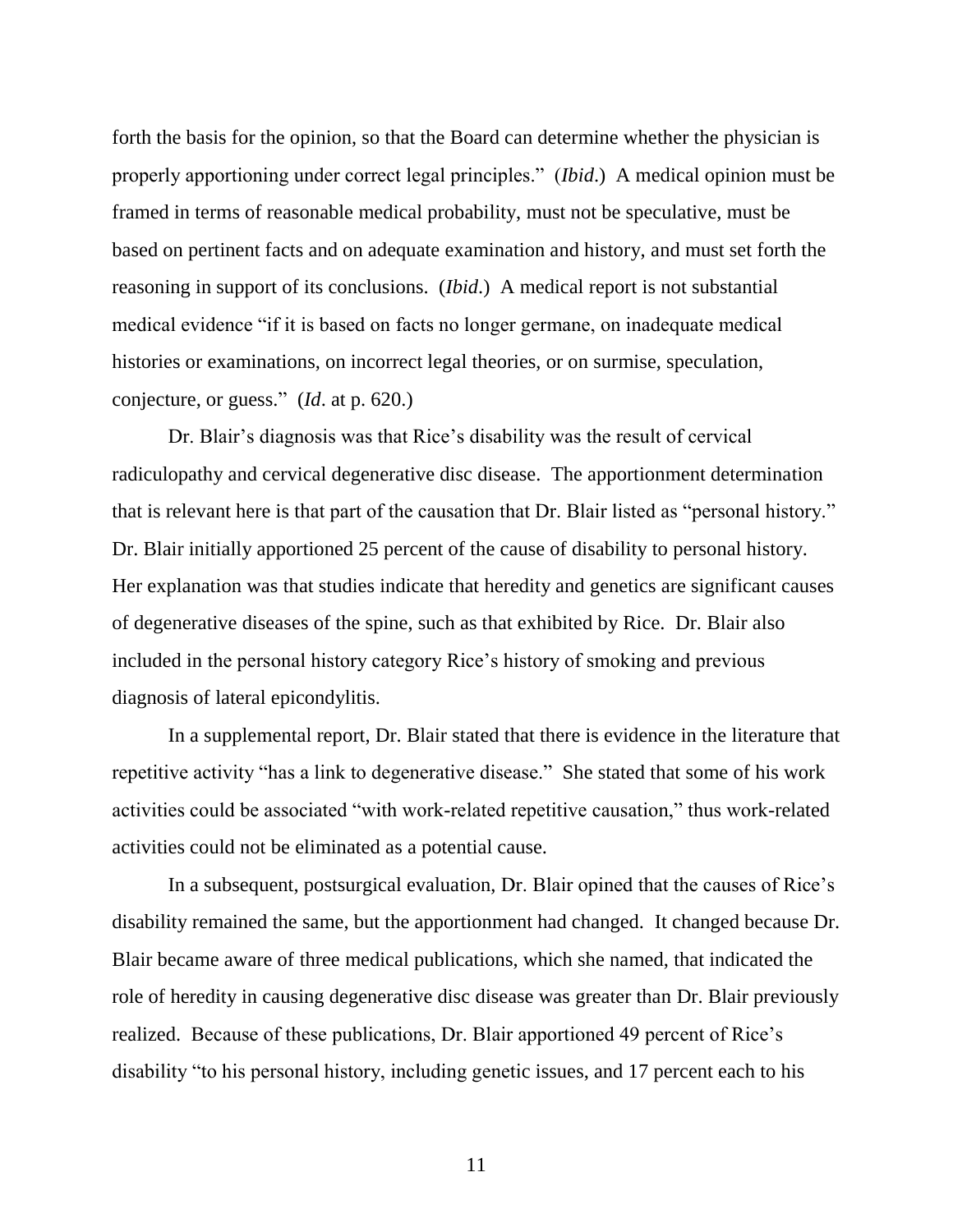forth the basis for the opinion, so that the Board can determine whether the physician is properly apportioning under correct legal principles." (*Ibid*.) A medical opinion must be framed in terms of reasonable medical probability, must not be speculative, must be based on pertinent facts and on adequate examination and history, and must set forth the reasoning in support of its conclusions. (*Ibid*.) A medical report is not substantial medical evidence "if it is based on facts no longer germane, on inadequate medical histories or examinations, on incorrect legal theories, or on surmise, speculation, conjecture, or guess." (*Id*. at p. 620.)

Dr. Blair's diagnosis was that Rice's disability was the result of cervical radiculopathy and cervical degenerative disc disease. The apportionment determination that is relevant here is that part of the causation that Dr. Blair listed as "personal history." Dr. Blair initially apportioned 25 percent of the cause of disability to personal history. Her explanation was that studies indicate that heredity and genetics are significant causes of degenerative diseases of the spine, such as that exhibited by Rice. Dr. Blair also included in the personal history category Rice's history of smoking and previous diagnosis of lateral epicondylitis.

In a supplemental report, Dr. Blair stated that there is evidence in the literature that repetitive activity "has a link to degenerative disease." She stated that some of his work activities could be associated "with work-related repetitive causation," thus work-related activities could not be eliminated as a potential cause.

In a subsequent, postsurgical evaluation, Dr. Blair opined that the causes of Rice's disability remained the same, but the apportionment had changed. It changed because Dr. Blair became aware of three medical publications, which she named, that indicated the role of heredity in causing degenerative disc disease was greater than Dr. Blair previously realized. Because of these publications, Dr. Blair apportioned 49 percent of Rice's disability "to his personal history, including genetic issues, and 17 percent each to his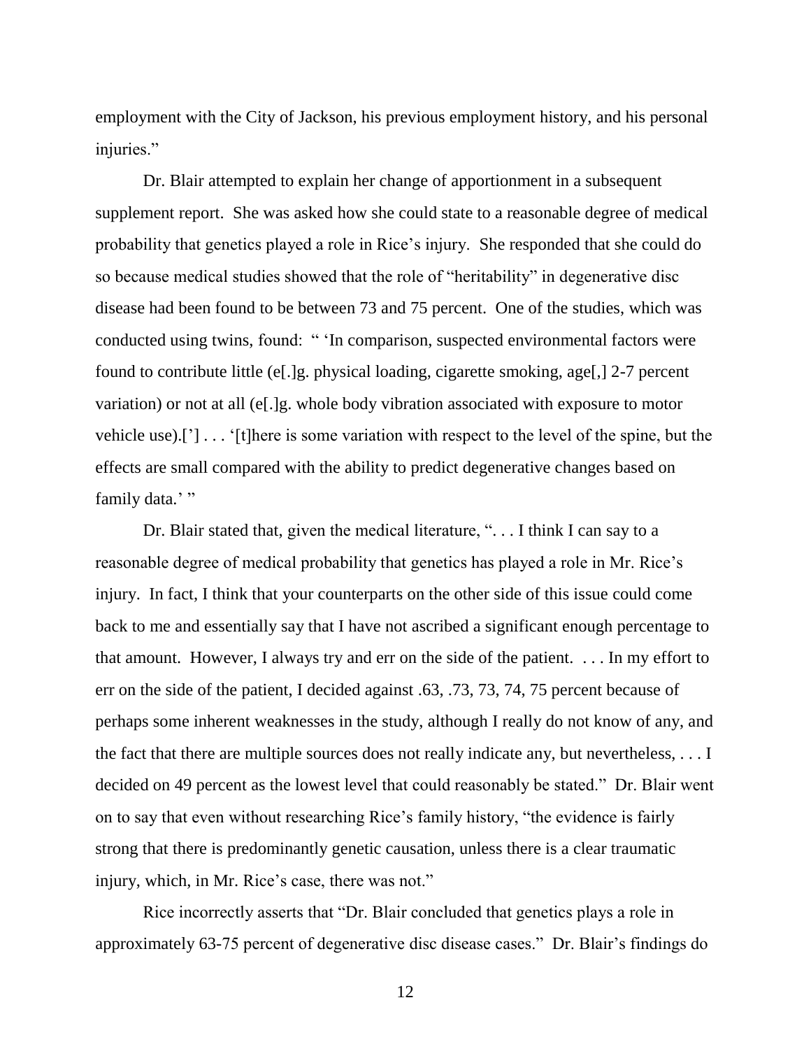employment with the City of Jackson, his previous employment history, and his personal injuries."

Dr. Blair attempted to explain her change of apportionment in a subsequent supplement report. She was asked how she could state to a reasonable degree of medical probability that genetics played a role in Rice's injury. She responded that she could do so because medical studies showed that the role of "heritability" in degenerative disc disease had been found to be between 73 and 75 percent. One of the studies, which was conducted using twins, found: " 'In comparison, suspected environmental factors were found to contribute little (e[.]g. physical loading, cigarette smoking, age[,] 2-7 percent variation) or not at all (e[.]g. whole body vibration associated with exposure to motor vehicle use).['] . . . '[t]here is some variation with respect to the level of the spine, but the effects are small compared with the ability to predict degenerative changes based on family data.' "

Dr. Blair stated that, given the medical literature, ". . . I think I can say to a reasonable degree of medical probability that genetics has played a role in Mr. Rice's injury. In fact, I think that your counterparts on the other side of this issue could come back to me and essentially say that I have not ascribed a significant enough percentage to that amount. However, I always try and err on the side of the patient. . . . In my effort to err on the side of the patient, I decided against .63, .73, 73, 74, 75 percent because of perhaps some inherent weaknesses in the study, although I really do not know of any, and the fact that there are multiple sources does not really indicate any, but nevertheless, . . . I decided on 49 percent as the lowest level that could reasonably be stated." Dr. Blair went on to say that even without researching Rice's family history, "the evidence is fairly strong that there is predominantly genetic causation, unless there is a clear traumatic injury, which, in Mr. Rice's case, there was not."

Rice incorrectly asserts that "Dr. Blair concluded that genetics plays a role in approximately 63-75 percent of degenerative disc disease cases." Dr. Blair's findings do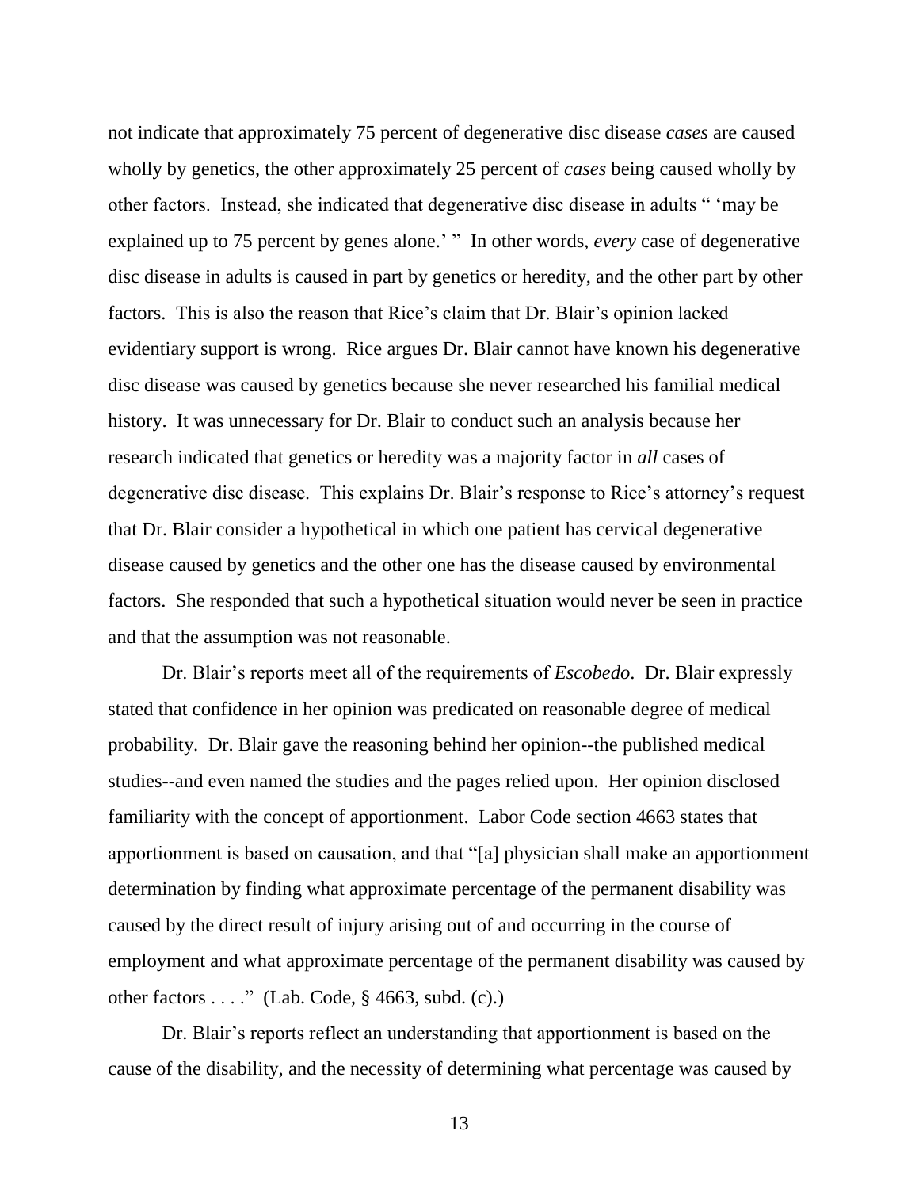not indicate that approximately 75 percent of degenerative disc disease *cases* are caused wholly by genetics, the other approximately 25 percent of *cases* being caused wholly by other factors. Instead, she indicated that degenerative disc disease in adults " 'may be explained up to 75 percent by genes alone.' " In other words, *every* case of degenerative disc disease in adults is caused in part by genetics or heredity, and the other part by other factors. This is also the reason that Rice's claim that Dr. Blair's opinion lacked evidentiary support is wrong. Rice argues Dr. Blair cannot have known his degenerative disc disease was caused by genetics because she never researched his familial medical history. It was unnecessary for Dr. Blair to conduct such an analysis because her research indicated that genetics or heredity was a majority factor in *all* cases of degenerative disc disease. This explains Dr. Blair's response to Rice's attorney's request that Dr. Blair consider a hypothetical in which one patient has cervical degenerative disease caused by genetics and the other one has the disease caused by environmental factors. She responded that such a hypothetical situation would never be seen in practice and that the assumption was not reasonable.

Dr. Blair's reports meet all of the requirements of *Escobedo*. Dr. Blair expressly stated that confidence in her opinion was predicated on reasonable degree of medical probability. Dr. Blair gave the reasoning behind her opinion--the published medical studies--and even named the studies and the pages relied upon. Her opinion disclosed familiarity with the concept of apportionment. Labor Code section 4663 states that apportionment is based on causation, and that "[a] physician shall make an apportionment determination by finding what approximate percentage of the permanent disability was caused by the direct result of injury arising out of and occurring in the course of employment and what approximate percentage of the permanent disability was caused by other factors . . . ." (Lab. Code, § 4663, subd. (c).)

Dr. Blair's reports reflect an understanding that apportionment is based on the cause of the disability, and the necessity of determining what percentage was caused by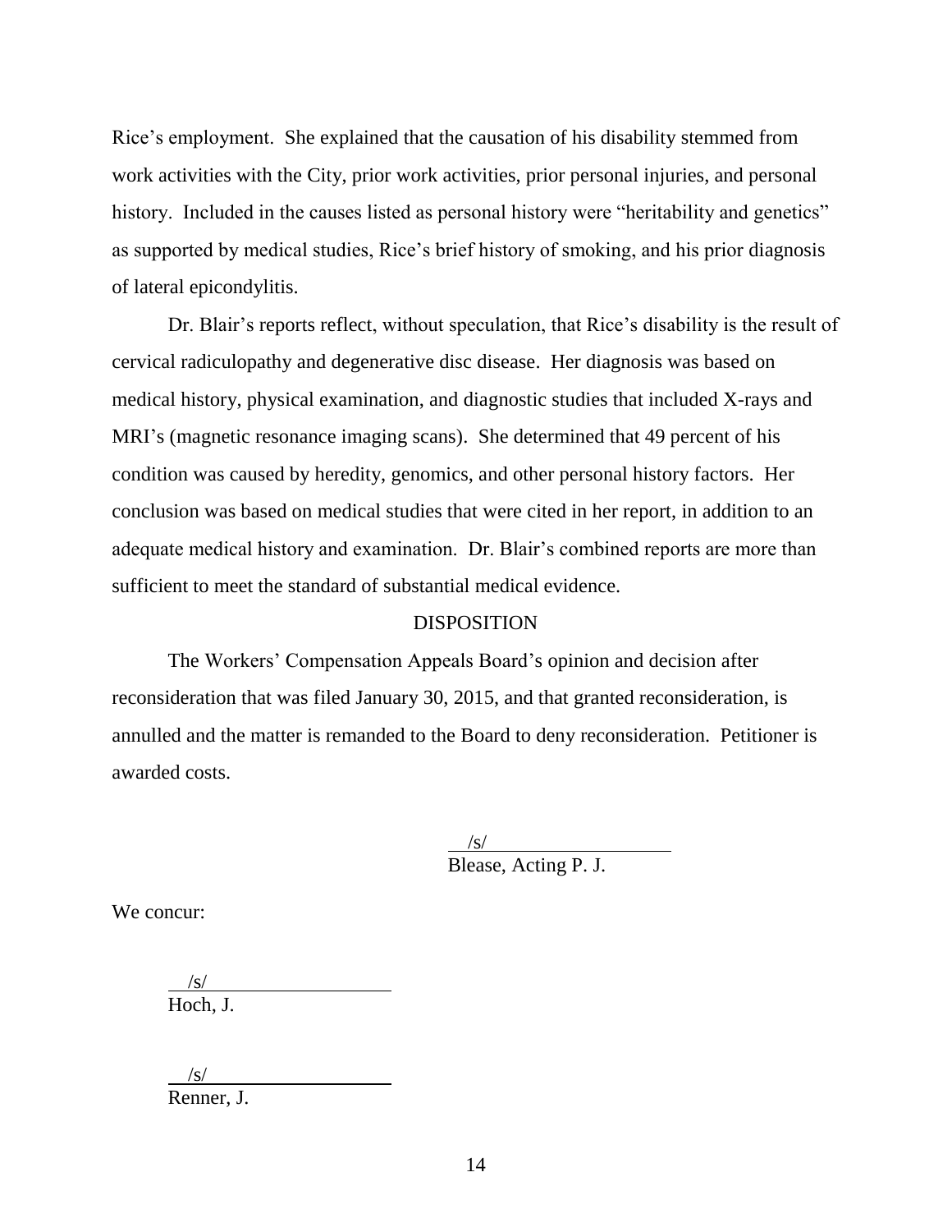Rice's employment. She explained that the causation of his disability stemmed from work activities with the City, prior work activities, prior personal injuries, and personal history. Included in the causes listed as personal history were "heritability and genetics" as supported by medical studies, Rice's brief history of smoking, and his prior diagnosis of lateral epicondylitis.

Dr. Blair's reports reflect, without speculation, that Rice's disability is the result of cervical radiculopathy and degenerative disc disease. Her diagnosis was based on medical history, physical examination, and diagnostic studies that included X-rays and MRI's (magnetic resonance imaging scans). She determined that 49 percent of his condition was caused by heredity, genomics, and other personal history factors. Her conclusion was based on medical studies that were cited in her report, in addition to an adequate medical history and examination. Dr. Blair's combined reports are more than sufficient to meet the standard of substantial medical evidence.

## DISPOSITION

The Workers' Compensation Appeals Board's opinion and decision after reconsideration that was filed January 30, 2015, and that granted reconsideration, is annulled and the matter is remanded to the Board to deny reconsideration. Petitioner is awarded costs.

/s/
Blease, Acting P. J.

We concur:

/s/
Hoch, J.

/s/
Renner, J.